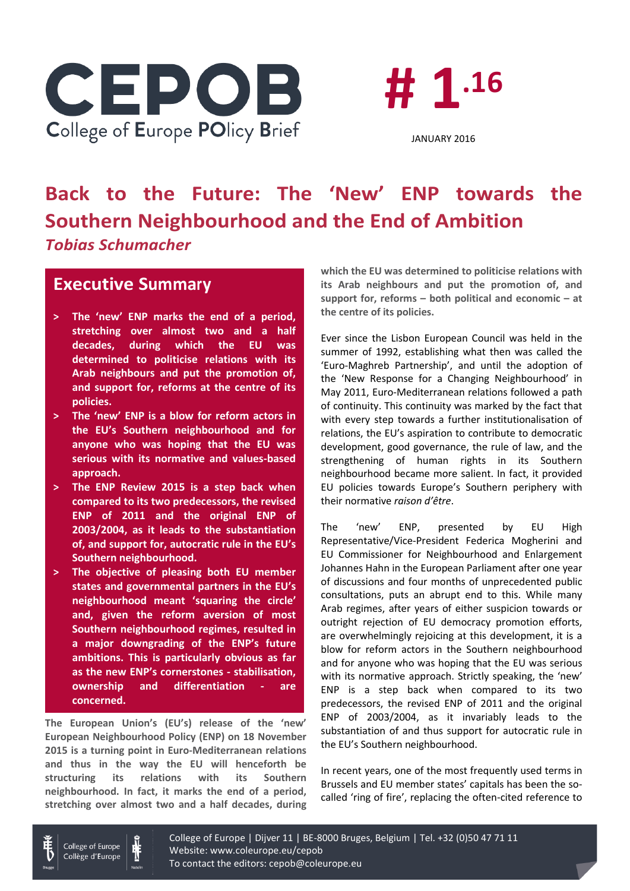# CEPOB

College of Europe POlicy Brief

**# 1.16**

JANUARY 2016

# Back to the Future: The 'New' ENP towards the Southern Neighbourhood and the End of Ambition

***Tobias Schumacher***

## Executive Summary

- **The 'new' ENP marks the end of a period, stretching over almost two and a half decades, during which the EU was determined to politicise relations with its Arab neighbours and put the promotion of, and support for, reforms at the centre of its policies.**
- **The 'new' ENP is a blow for reform actors in the EU's Southern neighbourhood and for anyone who was hoping that the EU was serious with its normative and values-based approach.**
- **The ENP Review 2015 is a step back when compared to its two predecessors, the revised ENP of 2011 and the original ENP of 2003/2004, as it leads to the substantiation of, and support for, autocratic rule in the EU's Southern neighbourhood.**
- **The objective of pleasing both EU member states and governmental partners in the EU's neighbourhood meant 'squaring the circle' and, given the reform aversion of most Southern neighbourhood regimes, resulted in a major downgrading of the ENP's future ambitions. This is particularly obvious as far as the new ENP's cornerstones - stabilisation, ownership and differentiation - are concerned.**

**The European Union's (EU's) release of the 'new' European Neighbourhood Policy (ENP) on 18 November 2015 is a turning point in Euro-Mediterranean relations and thus in the way the EU will henceforth be structuring its relations with its Southern neighbourhood. In fact, it marks the end of a period, stretching over almost two and a half decades, during which the EU was determined to politicise relations with its Arab neighbours and put the promotion of, and support for, reforms – both political and economic – at the centre of its policies.**

Ever since the Lisbon European Council was held in the summer of 1992, establishing what then was called the 'Euro-Maghreb Partnership', and until the adoption of the 'New Response for a Changing Neighbourhood' in May 2011, Euro-Mediterranean relations followed a path of continuity. This continuity was marked by the fact that with every step towards a further institutionalisation of relations, the EU's aspiration to contribute to democratic development, good governance, the rule of law, and the strengthening of human rights in its Southern neighbourhood became more salient. In fact, it provided EU policies towards Europe's Southern periphery with their normative *raison d'être*.

The 'new' ENP, presented by EU High Representative/Vice-President Federica Mogherini and EU Commissioner for Neighbourhood and Enlargement Johannes Hahn in the European Parliament after one year of discussions and four months of unprecedented public consultations, puts an abrupt end to this. While many Arab regimes, after years of either suspicion towards or outright rejection of EU democracy promotion efforts, are overwhelmingly rejoicing at this development, it is a blow for reform actors in the Southern neighbourhood and for anyone who was hoping that the EU was serious with its normative approach. Strictly speaking, the 'new' ENP is a step back when compared to its two predecessors, the revised ENP of 2011 and the original ENP of 2003/2004, as it invariably leads to the substantiation of and thus support for autocratic rule in the EU's Southern neighbourhood.

In recent years, one of the most frequently used terms in Brussels and EU member states' capitals has been the so-called 'ring of fire', replacing the often-cited reference to

College of Europe | Dijver 11 | BE-8000 Bruges, Belgium | Tel. +32 (0)50 47 71 11
Website: www.coleurope.eu/cepob
To contact the editors: cepob@coleurope.eu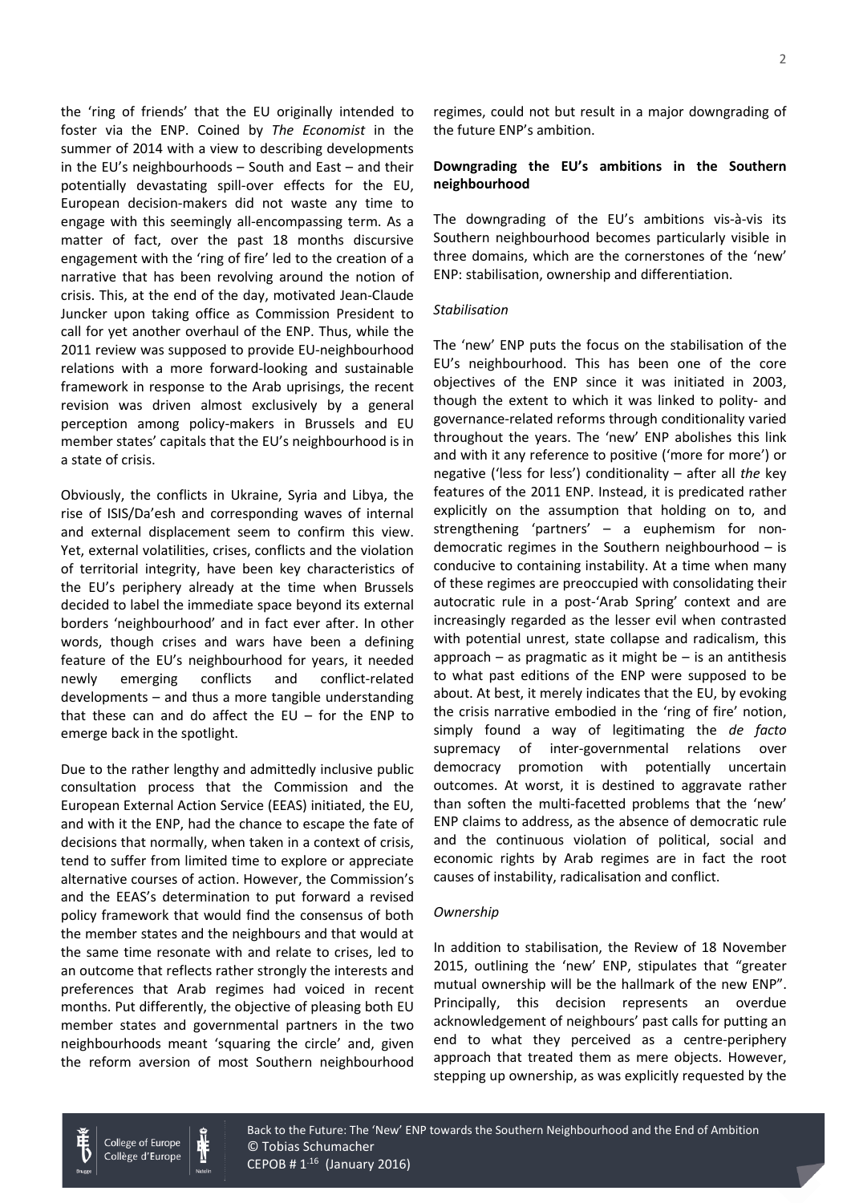the 'ring of friends' that the EU originally intended to foster via the ENP. Coined by *The Economist* in the summer of 2014 with a view to describing developments in the EU's neighbourhoods – South and East – and their potentially devastating spill-over effects for the EU, European decision-makers did not waste any time to engage with this seemingly all-encompassing term. As a matter of fact, over the past 18 months discursive engagement with the 'ring of fire' led to the creation of a narrative that has been revolving around the notion of crisis. This, at the end of the day, motivated Jean-Claude Juncker upon taking office as Commission President to call for yet another overhaul of the ENP. Thus, while the 2011 review was supposed to provide EU-neighbourhood relations with a more forward-looking and sustainable framework in response to the Arab uprisings, the recent revision was driven almost exclusively by a general perception among policy-makers in Brussels and EU member states' capitals that the EU's neighbourhood is in a state of crisis.

Obviously, the conflicts in Ukraine, Syria and Libya, the rise of ISIS/Da'esh and corresponding waves of internal and external displacement seem to confirm this view. Yet, external volatilities, crises, conflicts and the violation of territorial integrity, have been key characteristics of the EU's periphery already at the time when Brussels decided to label the immediate space beyond its external borders 'neighbourhood' and in fact ever after. In other words, though crises and wars have been a defining feature of the EU's neighbourhood for years, it needed newly emerging conflicts and conflict-related developments – and thus a more tangible understanding that these can and do affect the EU – for the ENP to emerge back in the spotlight.

Due to the rather lengthy and admittedly inclusive public consultation process that the Commission and the European External Action Service (EEAS) initiated, the EU, and with it the ENP, had the chance to escape the fate of decisions that normally, when taken in a context of crisis, tend to suffer from limited time to explore or appreciate alternative courses of action. However, the Commission's and the EEAS's determination to put forward a revised policy framework that would find the consensus of both the member states and the neighbours and that would at the same time resonate with and relate to crises, led to an outcome that reflects rather strongly the interests and preferences that Arab regimes had voiced in recent months. Put differently, the objective of pleasing both EU member states and governmental partners in the two neighbourhoods meant 'squaring the circle' and, given the reform aversion of most Southern neighbourhood regimes, could not but result in a major downgrading of the future ENP's ambition.

**Downgrading the EU's ambitions in the Southern neighbourhood**

The downgrading of the EU's ambitions vis-à-vis its Southern neighbourhood becomes particularly visible in three domains, which are the cornerstones of the 'new' ENP: stabilisation, ownership and differentiation.

*Stabilisation*

The 'new' ENP puts the focus on the stabilisation of the EU's neighbourhood. This has been one of the core objectives of the ENP since it was initiated in 2003, though the extent to which it was linked to polity- and governance-related reforms through conditionality varied throughout the years. The 'new' ENP abolishes this link and with it any reference to positive ('more for more') or negative ('less for less') conditionality – after all *the* key features of the 2011 ENP. Instead, it is predicated rather explicitly on the assumption that holding on to, and strengthening 'partners' – a euphemism for non-democratic regimes in the Southern neighbourhood – is conducive to containing instability. At a time when many of these regimes are preoccupied with consolidating their autocratic rule in a post-'Arab Spring' context and are increasingly regarded as the lesser evil when contrasted with potential unrest, state collapse and radicalism, this approach – as pragmatic as it might be – is an antithesis to what past editions of the ENP were supposed to be about. At best, it merely indicates that the EU, by evoking the crisis narrative embodied in the 'ring of fire' notion, simply found a way of legitimating the *de facto* supremacy of inter-governmental relations over democracy promotion with potentially uncertain outcomes. At worst, it is destined to aggravate rather than soften the multi-facetted problems that the 'new' ENP claims to address, as the absence of democratic rule and the continuous violation of political, social and economic rights by Arab regimes are in fact the root causes of instability, radicalisation and conflict.

*Ownership*

In addition to stabilisation, the Review of 18 November 2015, outlining the 'new' ENP, stipulates that "greater mutual ownership will be the hallmark of the new ENP". Principally, this decision represents an overdue acknowledgement of neighbours' past calls for putting an end to what they perceived as a centre-periphery approach that treated them as mere objects. However, stepping up ownership, as was explicitly requested by the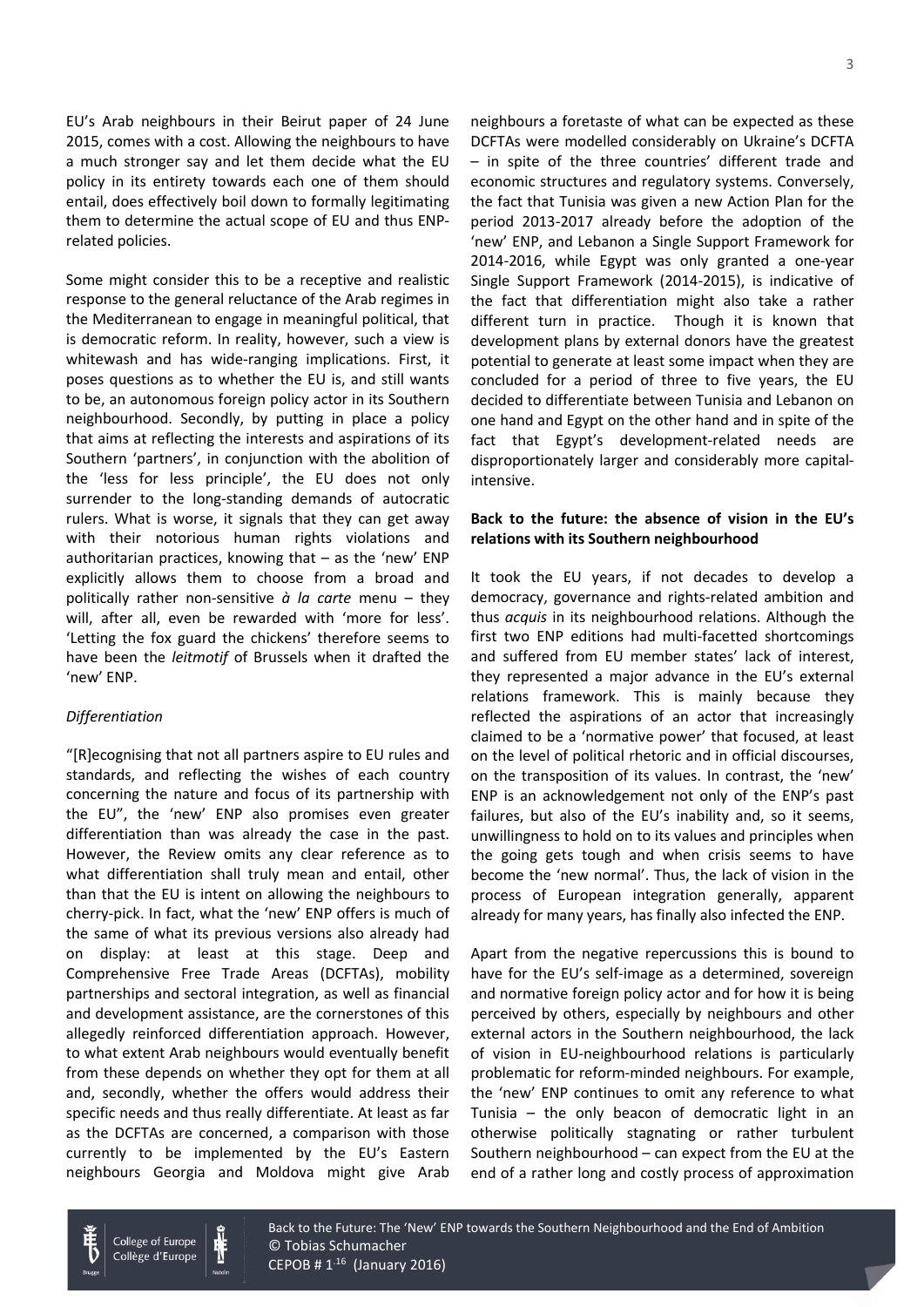EU's Arab neighbours in their Beirut paper of 24 June 2015, comes with a cost. Allowing the neighbours to have a much stronger say and let them decide what the EU policy in its entirety towards each one of them should entail, does effectively boil down to formally legitimating them to determine the actual scope of EU and thus ENP-related policies.

Some might consider this to be a receptive and realistic response to the general reluctance of the Arab regimes in the Mediterranean to engage in meaningful political, that is democratic reform. In reality, however, such a view is whitewash and has wide-ranging implications. First, it poses questions as to whether the EU is, and still wants to be, an autonomous foreign policy actor in its Southern neighbourhood. Secondly, by putting in place a policy that aims at reflecting the interests and aspirations of its Southern 'partners', in conjunction with the abolition of the 'less for less principle', the EU does not only surrender to the long-standing demands of autocratic rulers. What is worse, it signals that they can get away with their notorious human rights violations and authoritarian practices, knowing that – as the 'new' ENP explicitly allows them to choose from a broad and politically rather non-sensitive *à la carte* menu – they will, after all, even be rewarded with 'more for less'. 'Letting the fox guard the chickens' therefore seems to have been the *leitmotif* of Brussels when it drafted the 'new' ENP.

*Differentiation*

"[R]ecognising that not all partners aspire to EU rules and standards, and reflecting the wishes of each country concerning the nature and focus of its partnership with the EU", the 'new' ENP also promises even greater differentiation than was already the case in the past. However, the Review omits any clear reference as to what differentiation shall truly mean and entail, other than that the EU is intent on allowing the neighbours to cherry-pick. In fact, what the 'new' ENP offers is much of the same of what its previous versions also already had on display: at least at this stage. Deep and Comprehensive Free Trade Areas (DCFTAs), mobility partnerships and sectoral integration, as well as financial and development assistance, are the cornerstones of this allegedly reinforced differentiation approach. However, to what extent Arab neighbours would eventually benefit from these depends on whether they opt for them at all and, secondly, whether the offers would address their specific needs and thus really differentiate. At least as far as the DCFTAs are concerned, a comparison with those currently to be implemented by the EU's Eastern neighbours Georgia and Moldova might give Arab neighbours a foretaste of what can be expected as these DCFTAs were modelled considerably on Ukraine's DCFTA – in spite of the three countries' different trade and economic structures and regulatory systems. Conversely, the fact that Tunisia was given a new Action Plan for the period 2013-2017 already before the adoption of the 'new' ENP, and Lebanon a Single Support Framework for 2014-2016, while Egypt was only granted a one-year Single Support Framework (2014-2015), is indicative of the fact that differentiation might also take a rather different turn in practice. Though it is known that development plans by external donors have the greatest potential to generate at least some impact when they are concluded for a period of three to five years, the EU decided to differentiate between Tunisia and Lebanon on one hand and Egypt on the other hand and in spite of the fact that Egypt's development-related needs are disproportionately larger and considerably more capital-intensive.

**Back to the future: the absence of vision in the EU's relations with its Southern neighbourhood**

It took the EU years, if not decades to develop a democracy, governance and rights-related ambition and thus *acquis* in its neighbourhood relations. Although the first two ENP editions had multi-facetted shortcomings and suffered from EU member states' lack of interest, they represented a major advance in the EU's external relations framework. This is mainly because they reflected the aspirations of an actor that increasingly claimed to be a 'normative power' that focused, at least on the level of political rhetoric and in official discourses, on the transposition of its values. In contrast, the 'new' ENP is an acknowledgement not only of the ENP's past failures, but also of the EU's inability and, so it seems, unwillingness to hold on to its values and principles when the going gets tough and when crisis seems to have become the 'new normal'. Thus, the lack of vision in the process of European integration generally, apparent already for many years, has finally also infected the ENP.

Apart from the negative repercussions this is bound to have for the EU's self-image as a determined, sovereign and normative foreign policy actor and for how it is being perceived by others, especially by neighbours and other external actors in the Southern neighbourhood, the lack of vision in EU-neighbourhood relations is particularly problematic for reform-minded neighbours. For example, the 'new' ENP continues to omit any reference to what Tunisia – the only beacon of democratic light in an otherwise politically stagnating or rather turbulent Southern neighbourhood – can expect from the EU at the end of a rather long and costly process of approximation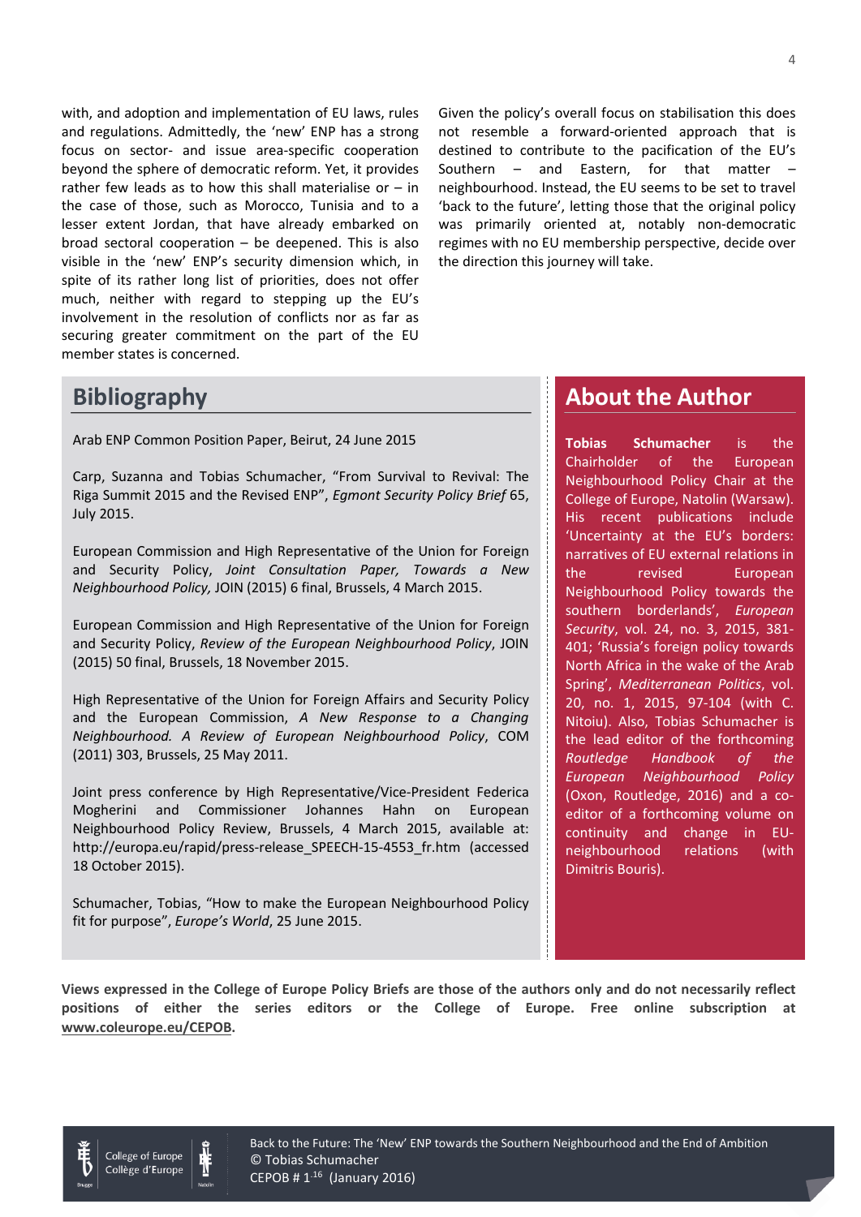with, and adoption and implementation of EU laws, rules and regulations. Admittedly, the 'new' ENP has a strong focus on sector- and issue area-specific cooperation beyond the sphere of democratic reform. Yet, it provides rather few leads as to how this shall materialise or – in the case of those, such as Morocco, Tunisia and to a lesser extent Jordan, that have already embarked on broad sectoral cooperation – be deepened. This is also visible in the 'new' ENP's security dimension which, in spite of its rather long list of priorities, does not offer much, neither with regard to stepping up the EU's involvement in the resolution of conflicts nor as far as securing greater commitment on the part of the EU member states is concerned.

Given the policy's overall focus on stabilisation this does not resemble a forward-oriented approach that is destined to contribute to the pacification of the EU's Southern – and Eastern, for that matter – neighbourhood. Instead, the EU seems to be set to travel 'back to the future', letting those that the original policy was primarily oriented at, notably non-democratic regimes with no EU membership perspective, decide over the direction this journey will take.

## Bibliography

Arab ENP Common Position Paper, Beirut, 24 June 2015

Carp, Suzanna and Tobias Schumacher, "From Survival to Revival: The Riga Summit 2015 and the Revised ENP", *Egmont Security Policy Brief* 65, July 2015.

European Commission and High Representative of the Union for Foreign and Security Policy, *Joint Consultation Paper, Towards a New Neighbourhood Policy,* JOIN (2015) 6 final, Brussels, 4 March 2015.

European Commission and High Representative of the Union for Foreign and Security Policy, *Review of the European Neighbourhood Policy*, JOIN (2015) 50 final, Brussels, 18 November 2015.

High Representative of the Union for Foreign Affairs and Security Policy and the European Commission, *A New Response to a Changing Neighbourhood. A Review of European Neighbourhood Policy*, COM (2011) 303, Brussels, 25 May 2011.

Joint press conference by High Representative/Vice-President Federica Mogherini and Commissioner Johannes Hahn on European Neighbourhood Policy Review, Brussels, 4 March 2015, available at: http://europa.eu/rapid/press-release_SPEECH-15-4553_fr.htm (accessed 18 October 2015).

Schumacher, Tobias, "How to make the European Neighbourhood Policy fit for purpose", *Europe's World*, 25 June 2015.

## About the Author

**Tobias Schumacher** is the Chairholder of the European Neighbourhood Policy Chair at the College of Europe, Natolin (Warsaw). His recent publications include 'Uncertainty at the EU's borders: narratives of EU external relations in the revised European Neighbourhood Policy towards the southern borderlands', *European Security*, vol. 24, no. 3, 2015, 381-401; 'Russia's foreign policy towards North Africa in the wake of the Arab Spring', *Mediterranean Politics*, vol. 20, no. 1, 2015, 97-104 (with C. Nitoiu). Also, Tobias Schumacher is the lead editor of the forthcoming *Routledge Handbook of the European Neighbourhood Policy* (Oxon, Routledge, 2016) and a co-editor of a forthcoming volume on continuity and change in EU-neighbourhood relations (with Dimitris Bouris).

**Views expressed in the College of Europe Policy Briefs are those of the authors only and do not necessarily reflect positions of either the series editors or the College of Europe. Free online subscription at www.coleurope.eu/CEPOB.**

College of Europe
Collège d'Europe

Back to the Future: The 'New' ENP towards the Southern Neighbourhood and the End of Ambition
© Tobias Schumacher
CEPOB # 1.16 (January 2016)